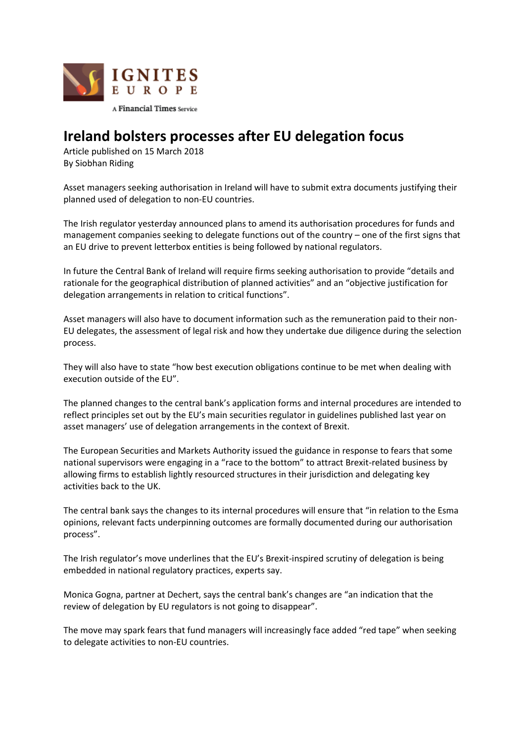IGNITES
EUROPE

A Financial Times Service

# Ireland bolsters processes after EU delegation focus

Article published on 15 March 2018
By Siobhan Riding

Asset managers seeking authorisation in Ireland will have to submit extra documents justifying their planned used of delegation to non-EU countries.

The Irish regulator yesterday announced plans to amend its authorisation procedures for funds and management companies seeking to delegate functions out of the country – one of the first signs that an EU drive to prevent letterbox entities is being followed by national regulators.

In future the Central Bank of Ireland will require firms seeking authorisation to provide "details and rationale for the geographical distribution of planned activities" and an "objective justification for delegation arrangements in relation to critical functions".

Asset managers will also have to document information such as the remuneration paid to their non-EU delegates, the assessment of legal risk and how they undertake due diligence during the selection process.

They will also have to state "how best execution obligations continue to be met when dealing with execution outside of the EU".

The planned changes to the central bank's application forms and internal procedures are intended to reflect principles set out by the EU's main securities regulator in guidelines published last year on asset managers' use of delegation arrangements in the context of Brexit.

The European Securities and Markets Authority issued the guidance in response to fears that some national supervisors were engaging in a "race to the bottom" to attract Brexit-related business by allowing firms to establish lightly resourced structures in their jurisdiction and delegating key activities back to the UK.

The central bank says the changes to its internal procedures will ensure that "in relation to the Esma opinions, relevant facts underpinning outcomes are formally documented during our authorisation process".

The Irish regulator's move underlines that the EU's Brexit-inspired scrutiny of delegation is being embedded in national regulatory practices, experts say.

Monica Gogna, partner at Dechert, says the central bank's changes are "an indication that the review of delegation by EU regulators is not going to disappear".

The move may spark fears that fund managers will increasingly face added "red tape" when seeking to delegate activities to non-EU countries.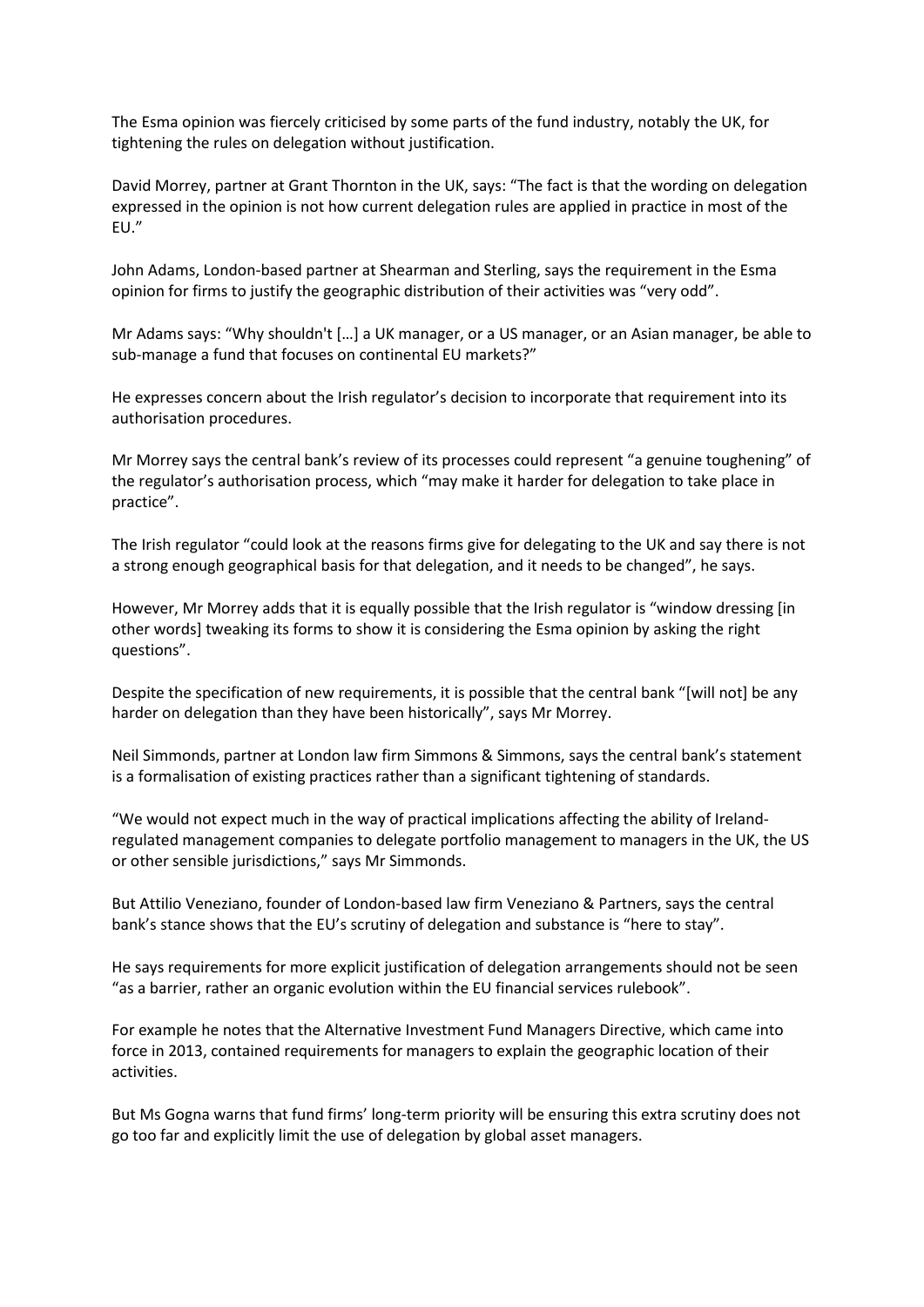The Esma opinion was fiercely criticised by some parts of the fund industry, notably the UK, for tightening the rules on delegation without justification.

David Morrey, partner at Grant Thornton in the UK, says: "The fact is that the wording on delegation expressed in the opinion is not how current delegation rules are applied in practice in most of the EU."

John Adams, London-based partner at Shearman and Sterling, says the requirement in the Esma opinion for firms to justify the geographic distribution of their activities was "very odd".

Mr Adams says: "Why shouldn't […] a UK manager, or a US manager, or an Asian manager, be able to sub-manage a fund that focuses on continental EU markets?"

He expresses concern about the Irish regulator's decision to incorporate that requirement into its authorisation procedures.

Mr Morrey says the central bank's review of its processes could represent "a genuine toughening" of the regulator's authorisation process, which "may make it harder for delegation to take place in practice".

The Irish regulator "could look at the reasons firms give for delegating to the UK and say there is not a strong enough geographical basis for that delegation, and it needs to be changed", he says.

However, Mr Morrey adds that it is equally possible that the Irish regulator is "window dressing [in other words] tweaking its forms to show it is considering the Esma opinion by asking the right questions".

Despite the specification of new requirements, it is possible that the central bank "[will not] be any harder on delegation than they have been historically", says Mr Morrey.

Neil Simmonds, partner at London law firm Simmons & Simmons, says the central bank's statement is a formalisation of existing practices rather than a significant tightening of standards.

"We would not expect much in the way of practical implications affecting the ability of Ireland-regulated management companies to delegate portfolio management to managers in the UK, the US or other sensible jurisdictions," says Mr Simmonds.

But Attilio Veneziano, founder of London-based law firm Veneziano & Partners, says the central bank's stance shows that the EU's scrutiny of delegation and substance is "here to stay".

He says requirements for more explicit justification of delegation arrangements should not be seen "as a barrier, rather an organic evolution within the EU financial services rulebook".

For example he notes that the Alternative Investment Fund Managers Directive, which came into force in 2013, contained requirements for managers to explain the geographic location of their activities.

But Ms Gogna warns that fund firms' long-term priority will be ensuring this extra scrutiny does not go too far and explicitly limit the use of delegation by global asset managers.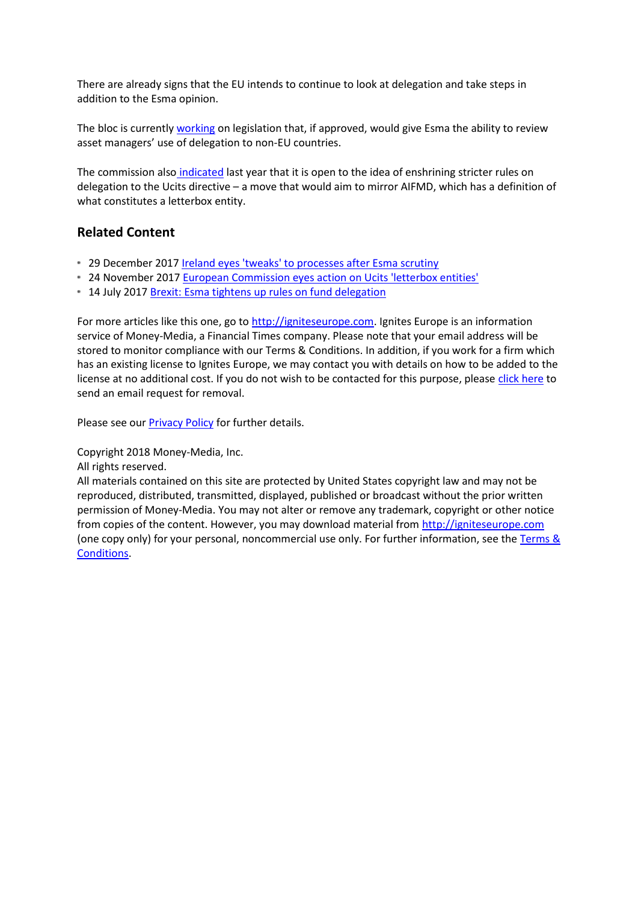There are already signs that the EU intends to continue to look at delegation and take steps in addition to the Esma opinion.

The bloc is currently working on legislation that, if approved, would give Esma the ability to review asset managers' use of delegation to non-EU countries.

The commission also indicated last year that it is open to the idea of enshrining stricter rules on delegation to the Ucits directive – a move that would aim to mirror AIFMD, which has a definition of what constitutes a letterbox entity.

## Related Content

- 29 December 2017 Ireland eyes 'tweaks' to processes after Esma scrutiny
- 24 November 2017 European Commission eyes action on Ucits 'letterbox entities'
- 14 July 2017 Brexit: Esma tightens up rules on fund delegation

For more articles like this one, go to http://igniteseurope.com. Ignites Europe is an information service of Money-Media, a Financial Times company. Please note that your email address will be stored to monitor compliance with our Terms & Conditions. In addition, if you work for a firm which has an existing license to Ignites Europe, we may contact you with details on how to be added to the license at no additional cost. If you do not wish to be contacted for this purpose, please click here to send an email request for removal.

Please see our Privacy Policy for further details.

Copyright 2018 Money-Media, Inc.
All rights reserved.
All materials contained on this site are protected by United States copyright law and may not be reproduced, distributed, transmitted, displayed, published or broadcast without the prior written permission of Money-Media. You may not alter or remove any trademark, copyright or other notice from copies of the content. However, you may download material from http://igniteseurope.com (one copy only) for your personal, noncommercial use only. For further information, see the Terms & Conditions.